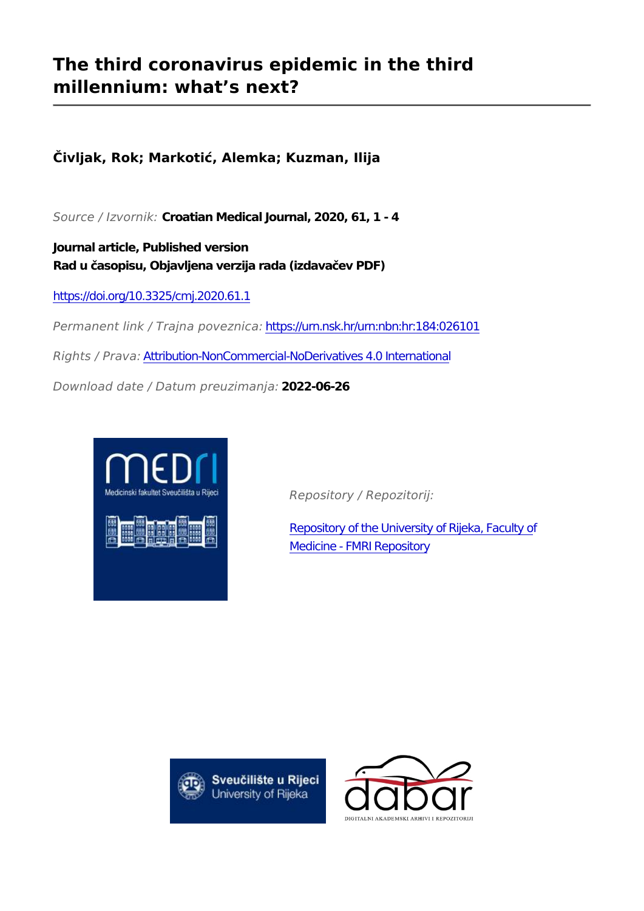# The third coronavirus epidemic in the third millennium: what's next?

**Čivljak, Rok; Markotić, Alemka; Kuzman, Ilija**

*Source / Izvornik:* **Croatian Medical Journal, 2020, 61, 1 - 4**

**Journal article, Published version**
**Rad u časopisu, Objavljena verzija rada (izdavačev PDF)**

https://doi.org/10.3325/cmj.2020.61.1

*Permanent link / Trajna poveznica:* https://urn.nsk.hr/urn:nbn:hr:184:026101

*Rights / Prava:* Attribution-NonCommercial-NoDerivatives 4.0 International

*Download date / Datum preuzimanja:* **2022-06-26**

MEDRI
Medicinski fakultet Sveučilišta u Rijeci

*Repository / Repozitorij:*

Repository of the University of Rijeka, Faculty of Medicine - FMRI Repository

Sveučilište u Rijeci
University of Rijeka

dabar
DIGITALNI AKADEMSKI ARHIVI I REPOZITORIJI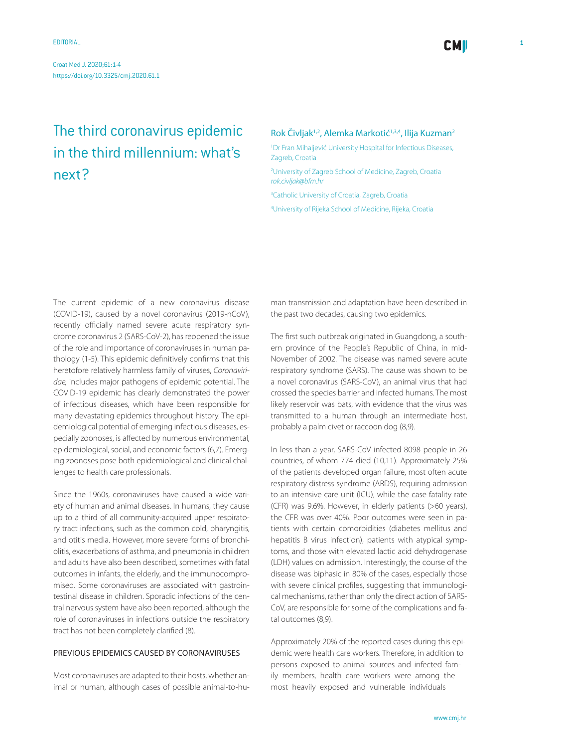# The third coronavirus epidemic in the third millennium: what's next?

Rok Čivljak[1,2], Alemka Markotić[1,3,4], Ilija Kuzman[2]

[1]Dr Fran Mihaljević University Hospital for Infectious Diseases, Zagreb, Croatia

[2]University of Zagreb School of Medicine, Zagreb, Croatia
*rok.civljak@bfm.hr*

[3]Catholic University of Croatia, Zagreb, Croatia

[4]University of Rijeka School of Medicine, Rijeka, Croatia

The current epidemic of a new coronavirus disease (COVID-19), caused by a novel coronavirus (2019-nCoV), recently officially named severe acute respiratory syndrome coronavirus 2 (SARS-CoV-2), has reopened the issue of the role and importance of coronaviruses in human pathology (1-5). This epidemic definitively confirms that this heretofore relatively harmless family of viruses, *Coronaviridae,* includes major pathogens of epidemic potential. The COVID-19 epidemic has clearly demonstrated the power of infectious diseases, which have been responsible for many devastating epidemics throughout history. The epidemiological potential of emerging infectious diseases, especially zoonoses, is affected by numerous environmental, epidemiological, social, and economic factors (6,7). Emerging zoonoses pose both epidemiological and clinical challenges to health care professionals.

Since the 1960s, coronaviruses have caused a wide variety of human and animal diseases. In humans, they cause up to a third of all community-acquired upper respiratory tract infections, such as the common cold, pharyngitis, and otitis media. However, more severe forms of bronchiolitis, exacerbations of asthma, and pneumonia in children and adults have also been described, sometimes with fatal outcomes in infants, the elderly, and the immunocompromised. Some coronaviruses are associated with gastrointestinal disease in children. Sporadic infections of the central nervous system have also been reported, although the role of coronaviruses in infections outside the respiratory tract has not been completely clarified (8).

## PREVIOUS EPIDEMICS CAUSED BY CORONAVIRUSES

Most coronaviruses are adapted to their hosts, whether animal or human, although cases of possible animal-to-human transmission and adaptation have been described in the past two decades, causing two epidemics.

The first such outbreak originated in Guangdong, a southern province of the People's Republic of China, in mid-November of 2002. The disease was named severe acute respiratory syndrome (SARS). The cause was shown to be a novel coronavirus (SARS-CoV), an animal virus that had crossed the species barrier and infected humans. The most likely reservoir was bats, with evidence that the virus was transmitted to a human through an intermediate host, probably a palm civet or raccoon dog (8,9).

In less than a year, SARS-CoV infected 8098 people in 26 countries, of whom 774 died (10,11). Approximately 25% of the patients developed organ failure, most often acute respiratory distress syndrome (ARDS), requiring admission to an intensive care unit (ICU), while the case fatality rate (CFR) was 9.6%. However, in elderly patients (>60 years), the CFR was over 40%. Poor outcomes were seen in patients with certain comorbidities (diabetes mellitus and hepatitis B virus infection), patients with atypical symptoms, and those with elevated lactic acid dehydrogenase (LDH) values on admission. Interestingly, the course of the disease was biphasic in 80% of the cases, especially those with severe clinical profiles, suggesting that immunological mechanisms, rather than only the direct action of SARS-CoV, are responsible for some of the complications and fatal outcomes (8,9).

Approximately 20% of the reported cases during this epidemic were health care workers. Therefore, in addition to persons exposed to animal sources and infected family members, health care workers were among the most heavily exposed and vulnerable individuals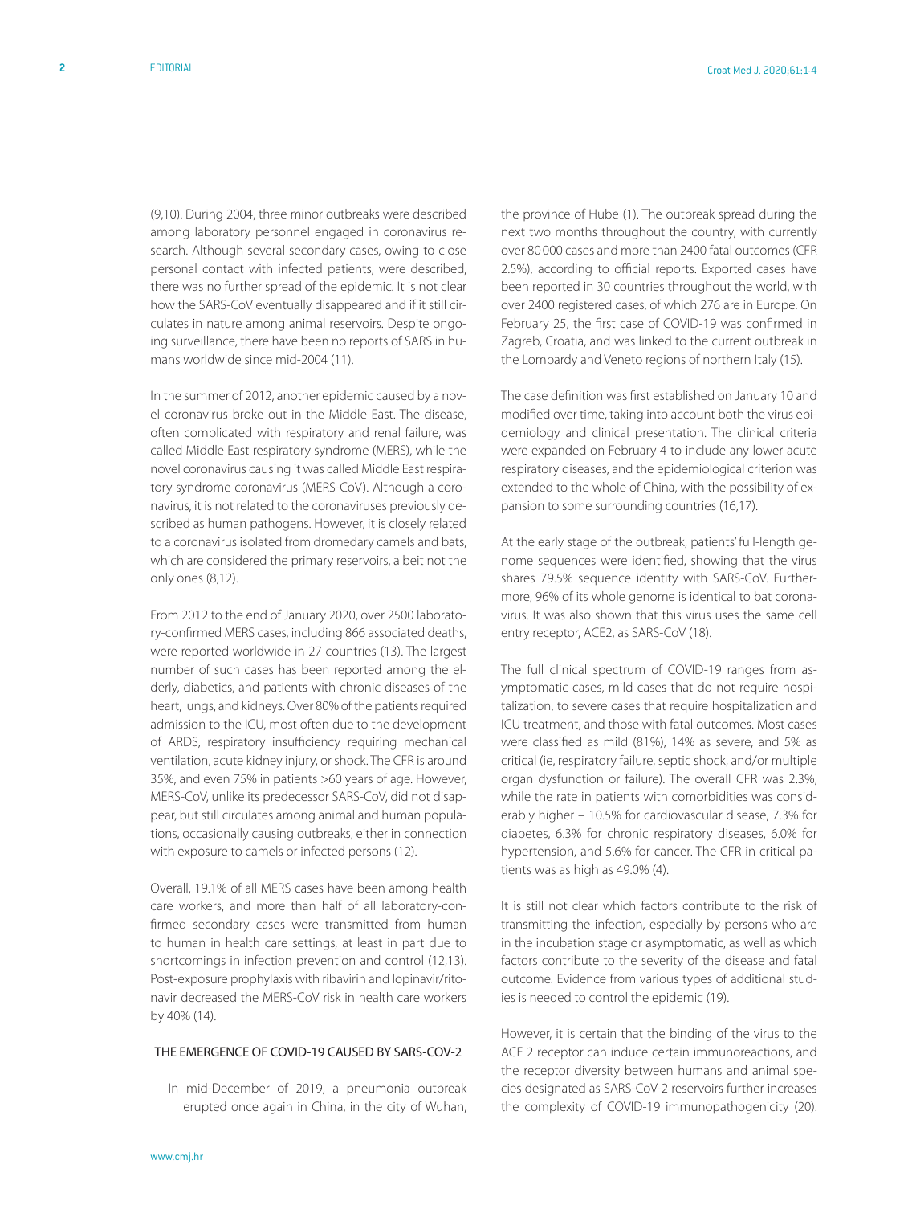(9,10). During 2004, three minor outbreaks were described among laboratory personnel engaged in coronavirus research. Although several secondary cases, owing to close personal contact with infected patients, were described, there was no further spread of the epidemic. It is not clear how the SARS-CoV eventually disappeared and if it still circulates in nature among animal reservoirs. Despite ongoing surveillance, there have been no reports of SARS in humans worldwide since mid-2004 (11).

In the summer of 2012, another epidemic caused by a novel coronavirus broke out in the Middle East. The disease, often complicated with respiratory and renal failure, was called Middle East respiratory syndrome (MERS), while the novel coronavirus causing it was called Middle East respiratory syndrome coronavirus (MERS-CoV). Although a coronavirus, it is not related to the coronaviruses previously described as human pathogens. However, it is closely related to a coronavirus isolated from dromedary camels and bats, which are considered the primary reservoirs, albeit not the only ones (8,12).

From 2012 to the end of January 2020, over 2500 laboratory-confirmed MERS cases, including 866 associated deaths, were reported worldwide in 27 countries (13). The largest number of such cases has been reported among the elderly, diabetics, and patients with chronic diseases of the heart, lungs, and kidneys. Over 80% of the patients required admission to the ICU, most often due to the development of ARDS, respiratory insufficiency requiring mechanical ventilation, acute kidney injury, or shock. The CFR is around 35%, and even 75% in patients >60 years of age. However, MERS-CoV, unlike its predecessor SARS-CoV, did not disappear, but still circulates among animal and human populations, occasionally causing outbreaks, either in connection with exposure to camels or infected persons (12).

Overall, 19.1% of all MERS cases have been among health care workers, and more than half of all laboratory-confirmed secondary cases were transmitted from human to human in health care settings, at least in part due to shortcomings in infection prevention and control (12,13). Post-exposure prophylaxis with ribavirin and lopinavir/ritonavir decreased the MERS-CoV risk in health care workers by 40% (14).

## THE EMERGENCE OF COVID-19 CAUSED BY SARS-COV-2

In mid-December of 2019, a pneumonia outbreak erupted once again in China, in the city of Wuhan, the province of Hube (1). The outbreak spread during the next two months throughout the country, with currently over 80 000 cases and more than 2400 fatal outcomes (CFR 2.5%), according to official reports. Exported cases have been reported in 30 countries throughout the world, with over 2400 registered cases, of which 276 are in Europe. On February 25, the first case of COVID-19 was confirmed in Zagreb, Croatia, and was linked to the current outbreak in the Lombardy and Veneto regions of northern Italy (15).

The case definition was first established on January 10 and modified over time, taking into account both the virus epidemiology and clinical presentation. The clinical criteria were expanded on February 4 to include any lower acute respiratory diseases, and the epidemiological criterion was extended to the whole of China, with the possibility of expansion to some surrounding countries (16,17).

At the early stage of the outbreak, patients' full-length genome sequences were identified, showing that the virus shares 79.5% sequence identity with SARS-CoV. Furthermore, 96% of its whole genome is identical to bat coronavirus. It was also shown that this virus uses the same cell entry receptor, ACE2, as SARS-CoV (18).

The full clinical spectrum of COVID-19 ranges from asymptomatic cases, mild cases that do not require hospitalization, to severe cases that require hospitalization and ICU treatment, and those with fatal outcomes. Most cases were classified as mild (81%), 14% as severe, and 5% as critical (ie, respiratory failure, septic shock, and/or multiple organ dysfunction or failure). The overall CFR was 2.3%, while the rate in patients with comorbidities was considerably higher – 10.5% for cardiovascular disease, 7.3% for diabetes, 6.3% for chronic respiratory diseases, 6.0% for hypertension, and 5.6% for cancer. The CFR in critical patients was as high as 49.0% (4).

It is still not clear which factors contribute to the risk of transmitting the infection, especially by persons who are in the incubation stage or asymptomatic, as well as which factors contribute to the severity of the disease and fatal outcome. Evidence from various types of additional studies is needed to control the epidemic (19).

However, it is certain that the binding of the virus to the ACE 2 receptor can induce certain immunoreactions, and the receptor diversity between humans and animal species designated as SARS-CoV-2 reservoirs further increases the complexity of COVID-19 immunopathogenicity (20).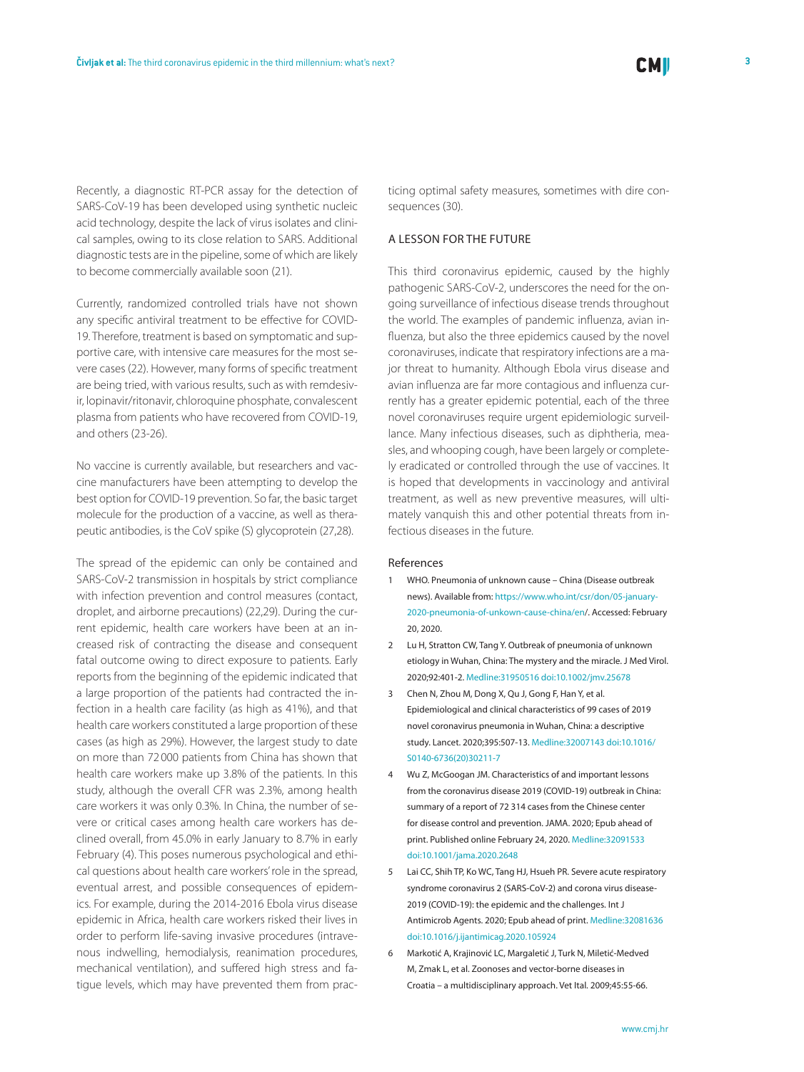Recently, a diagnostic RT-PCR assay for the detection of SARS-CoV-19 has been developed using synthetic nucleic acid technology, despite the lack of virus isolates and clinical samples, owing to its close relation to SARS. Additional diagnostic tests are in the pipeline, some of which are likely to become commercially available soon (21).

Currently, randomized controlled trials have not shown any specific antiviral treatment to be effective for COVID-19. Therefore, treatment is based on symptomatic and supportive care, with intensive care measures for the most severe cases (22). However, many forms of specific treatment are being tried, with various results, such as with remdesivir, lopinavir/ritonavir, chloroquine phosphate, convalescent plasma from patients who have recovered from COVID-19, and others (23-26).

No vaccine is currently available, but researchers and vaccine manufacturers have been attempting to develop the best option for COVID-19 prevention. So far, the basic target molecule for the production of a vaccine, as well as therapeutic antibodies, is the CoV spike (S) glycoprotein (27,28).

The spread of the epidemic can only be contained and SARS-CoV-2 transmission in hospitals by strict compliance with infection prevention and control measures (contact, droplet, and airborne precautions) (22,29). During the current epidemic, health care workers have been at an increased risk of contracting the disease and consequent fatal outcome owing to direct exposure to patients. Early reports from the beginning of the epidemic indicated that a large proportion of the patients had contracted the infection in a health care facility (as high as 41%), and that health care workers constituted a large proportion of these cases (as high as 29%). However, the largest study to date on more than 72 000 patients from China has shown that health care workers make up 3.8% of the patients. In this study, although the overall CFR was 2.3%, among health care workers it was only 0.3%. In China, the number of severe or critical cases among health care workers has declined overall, from 45.0% in early January to 8.7% in early February (4). This poses numerous psychological and ethical questions about health care workers' role in the spread, eventual arrest, and possible consequences of epidemics. For example, during the 2014-2016 Ebola virus disease epidemic in Africa, health care workers risked their lives in order to perform life-saving invasive procedures (intravenous indwelling, hemodialysis, reanimation procedures, mechanical ventilation), and suffered high stress and fatigue levels, which may have prevented them from practicing optimal safety measures, sometimes with dire consequences (30).

## A LESSON FOR THE FUTURE

This third coronavirus epidemic, caused by the highly pathogenic SARS-CoV-2, underscores the need for the ongoing surveillance of infectious disease trends throughout the world. The examples of pandemic influenza, avian influenza, but also the three epidemics caused by the novel coronaviruses, indicate that respiratory infections are a major threat to humanity. Although Ebola virus disease and avian influenza are far more contagious and influenza currently has a greater epidemic potential, each of the three novel coronaviruses require urgent epidemiologic surveillance. Many infectious diseases, such as diphtheria, measles, and whooping cough, have been largely or completely eradicated or controlled through the use of vaccines. It is hoped that developments in vaccinology and antiviral treatment, as well as new preventive measures, will ultimately vanquish this and other potential threats from infectious diseases in the future.

### References

1. WHO. Pneumonia of unknown cause – China (Disease outbreak news). Available from: https://www.who.int/csr/don/05-january-2020-pneumonia-of-unkown-cause-china/en/. Accessed: February 20, 2020.
2. Lu H, Stratton CW, Tang Y. Outbreak of pneumonia of unknown etiology in Wuhan, China: The mystery and the miracle. J Med Virol. 2020;92:401-2. Medline:31950516 doi:10.1002/jmv.25678
3. Chen N, Zhou M, Dong X, Qu J, Gong F, Han Y, et al. Epidemiological and clinical characteristics of 99 cases of 2019 novel coronavirus pneumonia in Wuhan, China: a descriptive study. Lancet. 2020;395:507-13. Medline:32007143 doi:10.1016/S0140-6736(20)30211-7
4. Wu Z, McGoogan JM. Characteristics of and important lessons from the coronavirus disease 2019 (COVID-19) outbreak in China: summary of a report of 72 314 cases from the Chinese center for disease control and prevention. JAMA. 2020; Epub ahead of print. Published online February 24, 2020. Medline:32091533 doi:10.1001/jama.2020.2648
5. Lai CC, Shih TP, Ko WC, Tang HJ, Hsueh PR. Severe acute respiratory syndrome coronavirus 2 (SARS-CoV-2) and corona virus disease-2019 (COVID-19): the epidemic and the challenges. Int J Antimicrob Agents. 2020; Epub ahead of print. Medline:32081636 doi:10.1016/j.ijantimicag.2020.105924
6. Markotić A, Krajinović LC, Margaletić J, Turk N, Miletić-Medved M, Zmak L, et al. Zoonoses and vector-borne diseases in Croatia – a multidisciplinary approach. Vet Ital. 2009;45:55-66.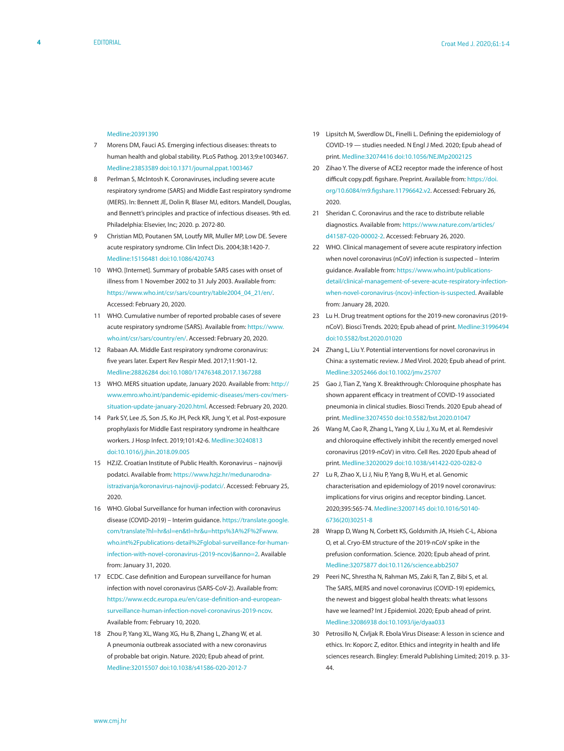Medline:20391390

7 Morens DM, Fauci AS. Emerging infectious diseases: threats to human health and global stability. PLoS Pathog. 2013;9:e1003467. Medline:23853589 doi:10.1371/journal.ppat.1003467

8 Perlman S, McIntosh K. Coronaviruses, including severe acute respiratory syndrome (SARS) and Middle East respiratory syndrome (MERS). In: Bennett JE, Dolin R, Blaser MJ, editors. Mandell, Douglas, and Bennett's principles and practice of infectious diseases. 9th ed. Philadelphia: Elsevier, Inc; 2020. p. 2072-80.

9 Christian MD, Poutanen SM, Loutfy MR, Muller MP, Low DE. Severe acute respiratory syndrome. Clin Infect Dis. 2004;38:1420-7. Medline:15156481 doi:10.1086/420743

10 WHO. [Internet]. Summary of probable SARS cases with onset of illness from 1 November 2002 to 31 July 2003. Available from: https://www.who.int/csr/sars/country/table2004_04_21/en/. Accessed: February 20, 2020.

11 WHO. Cumulative number of reported probable cases of severe acute respiratory syndrome (SARS). Available from: https://www.who.int/csr/sars/country/en/. Accessed: February 20, 2020.

12 Rabaan AA. Middle East respiratory syndrome coronavirus: five years later. Expert Rev Respir Med. 2017;11:901-12. Medline:28826284 doi:10.1080/17476348.2017.1367288

13 WHO. MERS situation update, January 2020. Available from: http://www.emro.who.int/pandemic-epidemic-diseases/mers-cov/mers-situation-update-january-2020.html. Accessed: February 20, 2020.

14 Park SY, Lee JS, Son JS, Ko JH, Peck KR, Jung Y, et al. Post-exposure prophylaxis for Middle East respiratory syndrome in healthcare workers. J Hosp Infect. 2019;101:42-6. Medline:30240813 doi:10.1016/j.jhin.2018.09.005

15 HZJZ. Croatian Institute of Public Health. Koronavirus – najnoviji podatci. Available from: https://www.hzjz.hr/medunarodna-istrazivanja/koronavirus-najnoviji-podatci/. Accessed: February 25, 2020.

16 WHO. Global Surveillance for human infection with coronavirus disease (COVID-2019) – Interim guidance. https://translate.google.com/translate?hl=hr&sl=en&tl=hr&u=https%3A%2F%2Fwww.who.int%2Fpublications-detail%2Fglobal-surveillance-for-human-infection-with-novel-coronavirus-(2019-ncov)&anno=2. Available from: January 31, 2020.

17 ECDC. Case definition and European surveillance for human infection with novel coronavirus (SARS-CoV-2). Available from: https://www.ecdc.europa.eu/en/case-definition-and-european-surveillance-human-infection-novel-coronavirus-2019-ncov. Available from: February 10, 2020.

18 Zhou P, Yang XL, Wang XG, Hu B, Zhang L, Zhang W, et al. A pneumonia outbreak associated with a new coronavirus of probable bat origin. Nature. 2020; Epub ahead of print. Medline:32015507 doi:10.1038/s41586-020-2012-7

19 Lipsitch M, Swerdlow DL, Finelli L. Defining the epidemiology of COVID-19 — studies needed. N Engl J Med. 2020; Epub ahead of print. Medline:32074416 doi:10.1056/NEJMp2002125

20 Zihao Y. The diverse of ACE2 receptor made the inference of host difficult copy.pdf. figshare. Preprint. Available from: https://doi.org/10.6084/m9.figshare.11796642.v2. Accessed: February 26, 2020.

21 Sheridan C. Coronavirus and the race to distribute reliable diagnostics. Available from: https://www.nature.com/articles/d41587-020-00002-2. Accessed: February 26, 2020.

22 WHO. Clinical management of severe acute respiratory infection when novel coronavirus (nCoV) infection is suspected – Interim guidance. Available from: https://www.who.int/publications-detail/clinical-management-of-severe-acute-respiratory-infection-when-novel-coronavirus-(ncov)-infection-is-suspected. Available from: January 28, 2020.

23 Lu H. Drug treatment options for the 2019-new coronavirus (2019-nCoV). Biosci Trends. 2020; Epub ahead of print. Medline:31996494 doi:10.5582/bst.2020.01020

24 Zhang L, Liu Y. Potential interventions for novel coronavirus in China: a systematic review. J Med Virol. 2020; Epub ahead of print. Medline:32052466 doi:10.1002/jmv.25707

25 Gao J, Tian Z, Yang X. Breakthrough: Chloroquine phosphate has shown apparent efficacy in treatment of COVID-19 associated pneumonia in clinical studies. Biosci Trends. 2020 Epub ahead of print. Medline:32074550 doi:10.5582/bst.2020.01047

26 Wang M, Cao R, Zhang L, Yang X, Liu J, Xu M, et al. Remdesivir and chloroquine effectively inhibit the recently emerged novel coronavirus (2019-nCoV) in vitro. Cell Res. 2020 Epub ahead of print. Medline:32020029 doi:10.1038/s41422-020-0282-0

27 Lu R, Zhao X, Li J, Niu P, Yang B, Wu H, et al. Genomic characterisation and epidemiology of 2019 novel coronavirus: implications for virus origins and receptor binding. Lancet. 2020;395:565-74. Medline:32007145 doi:10.1016/S0140-6736(20)30251-8

28 Wrapp D, Wang N, Corbett KS, Goldsmith JA, Hsieh C-L, Abiona O, et al. Cryo-EM structure of the 2019-nCoV spike in the prefusion conformation. Science. 2020; Epub ahead of print. Medline:32075877 doi:10.1126/science.abb2507

29 Peeri NC, Shrestha N, Rahman MS, Zaki R, Tan Z, Bibi S, et al. The SARS, MERS and novel coronavirus (COVID-19) epidemics, the newest and biggest global health threats: what lessons have we learned? Int J Epidemiol. 2020; Epub ahead of print. Medline:32086938 doi:10.1093/ije/dyaa033

30 Petrosillo N, Čivljak R. Ebola Virus Disease: A lesson in science and ethics. In: Koporc Z, editor. Ethics and integrity in health and life sciences research. Bingley: Emerald Publishing Limited; 2019. p. 33-44.